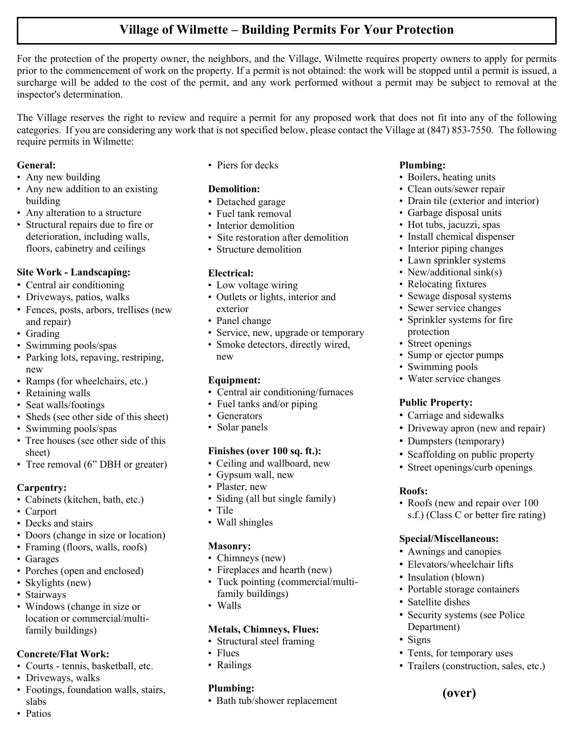# Village of Wilmette – Building Permits For Your Protection

For the protection of the property owner, the neighbors, and the Village, Wilmette requires property owners to apply for permits prior to the commencement of work on the property. If a permit is not obtained: the work will be stopped until a permit is issued, a surcharge will be added to the cost of the permit, and any work performed without a permit may be subject to removal at the inspector's determination.

The Village reserves the right to review and require a permit for any proposed work that does not fit into any of the following categories. If you are considering any work that is not specified below, please contact the Village at (847) 853-7550. The following require permits in Wilmette:

**General:**
- Any new building
- Any new addition to an existing building
- Any alteration to a structure
- Structural repairs due to fire or deterioration, including walls, floors, cabinetry and ceilings

**Site Work - Landscaping:**
- Central air conditioning
- Driveways, patios, walks
- Fences, posts, arbors, trellises (new and repair)
- Grading
- Swimming pools/spas
- Parking lots, repaving, restriping, new
- Ramps (for wheelchairs, etc.)
- Retaining walls
- Seat walls/footings
- Sheds (see other side of this sheet)
- Swimming pools/spas
- Tree houses (see other side of this sheet)
- Tree removal (6" DBH or greater)

**Carpentry:**
- Cabinets (kitchen, bath, etc.)
- Carport
- Decks and stairs
- Doors (change in size or location)
- Framing (floors, walls, roofs)
- Garages
- Porches (open and enclosed)
- Skylights (new)
- Stairways
- Windows (change in size or location or commercial/multi-family buildings)

**Concrete/Flat Work:**
- Courts - tennis, basketball, etc.
- Driveways, walks
- Footings, foundation walls, stairs, slabs
- Patios
- Piers for decks

**Demolition:**
- Detached garage
- Fuel tank removal
- Interior demolition
- Site restoration after demolition
- Structure demolition

**Electrical:**
- Low voltage wiring
- Outlets or lights, interior and exterior
- Panel change
- Service, new, upgrade or temporary
- Smoke detectors, directly wired, new

**Equipment:**
- Central air conditioning/furnaces
- Fuel tanks and/or piping
- Generators
- Solar panels

**Finishes (over 100 sq. ft.):**
- Ceiling and wallboard, new
- Gypsum wall, new
- Plaster, new
- Siding (all but single family)
- Tile
- Wall shingles

**Masonry:**
- Chimneys (new)
- Fireplaces and hearth (new)
- Tuck pointing (commercial/multi-family buildings)
- Walls

**Metals, Chimneys, Flues:**
- Structural steel framing
- Flues
- Railings

**Plumbing:**
- Bath tub/shower replacement
- Boilers, heating units
- Clean outs/sewer repair
- Drain tile (exterior and interior)
- Garbage disposal units
- Hot tubs, jacuzzi, spas
- Install chemical dispenser
- Interior piping changes
- Lawn sprinkler systems
- New/additional sink(s)
- Relocating fixtures
- Sewage disposal systems
- Sewer service changes
- Sprinkler systems for fire protection
- Street openings
- Sump or ejector pumps
- Swimming pools
- Water service changes

**Public Property:**
- Carriage and sidewalks
- Driveway apron (new and repair)
- Dumpsters (temporary)
- Scaffolding on public property
- Street openings/curb openings

**Roofs:**
- Roofs (new and repair over 100 s.f.) (Class C or better fire rating)

**Special/Miscellaneous:**
- Awnings and canopies
- Elevators/wheelchair lifts
- Insulation (blown)
- Portable storage containers
- Satellite dishes
- Security systems (see Police Department)
- Signs
- Tents, for temporary uses
- Trailers (construction, sales, etc.)

**(over)**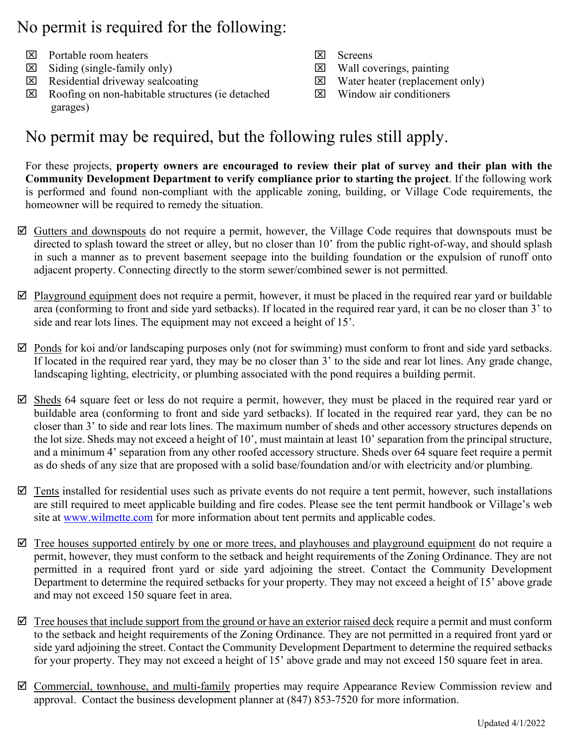# No permit is required for the following:

- ☒ Portable room heaters
- ☒ Siding (single-family only)
- ☒ Residential driveway sealcoating
- ☒ Roofing on non-habitable structures (ie detached garages)
- ☒ Screens
- ☒ Wall coverings, painting
- ☒ Water heater (replacement only)
- ☒ Window air conditioners

# No permit may be required, but the following rules still apply.

For these projects, **property owners are encouraged to review their plat of survey and their plan with the Community Development Department to verify compliance prior to starting the project**. If the following work is performed and found non-compliant with the applicable zoning, building, or Village Code requirements, the homeowner will be required to remedy the situation.

- ☑ Gutters and downspouts do not require a permit, however, the Village Code requires that downspouts must be directed to splash toward the street or alley, but no closer than 10' from the public right-of-way, and should splash in such a manner as to prevent basement seepage into the building foundation or the expulsion of runoff onto adjacent property. Connecting directly to the storm sewer/combined sewer is not permitted.

- ☑ Playground equipment does not require a permit, however, it must be placed in the required rear yard or buildable area (conforming to front and side yard setbacks). If located in the required rear yard, it can be no closer than 3' to side and rear lots lines. The equipment may not exceed a height of 15'.

- ☑ Ponds for koi and/or landscaping purposes only (not for swimming) must conform to front and side yard setbacks. If located in the required rear yard, they may be no closer than 3' to the side and rear lot lines. Any grade change, landscaping lighting, electricity, or plumbing associated with the pond requires a building permit.

- ☑ Sheds 64 square feet or less do not require a permit, however, they must be placed in the required rear yard or buildable area (conforming to front and side yard setbacks). If located in the required rear yard, they can be no closer than 3' to side and rear lots lines. The maximum number of sheds and other accessory structures depends on the lot size. Sheds may not exceed a height of 10', must maintain at least 10' separation from the principal structure, and a minimum 4' separation from any other roofed accessory structure. Sheds over 64 square feet require a permit as do sheds of any size that are proposed with a solid base/foundation and/or with electricity and/or plumbing.

- ☑ Tents installed for residential uses such as private events do not require a tent permit, however, such installations are still required to meet applicable building and fire codes. Please see the tent permit handbook or Village's web site at www.wilmette.com for more information about tent permits and applicable codes.

- ☑ Tree houses supported entirely by one or more trees, and playhouses and playground equipment do not require a permit, however, they must conform to the setback and height requirements of the Zoning Ordinance. They are not permitted in a required front yard or side yard adjoining the street. Contact the Community Development Department to determine the required setbacks for your property. They may not exceed a height of 15' above grade and may not exceed 150 square feet in area.

- ☑ Tree houses that include support from the ground or have an exterior raised deck require a permit and must conform to the setback and height requirements of the Zoning Ordinance. They are not permitted in a required front yard or side yard adjoining the street. Contact the Community Development Department to determine the required setbacks for your property. They may not exceed a height of 15' above grade and may not exceed 150 square feet in area.

- ☑ Commercial, townhouse, and multi-family properties may require Appearance Review Commission review and approval. Contact the business development planner at (847) 853-7520 for more information.

Updated 4/1/2022